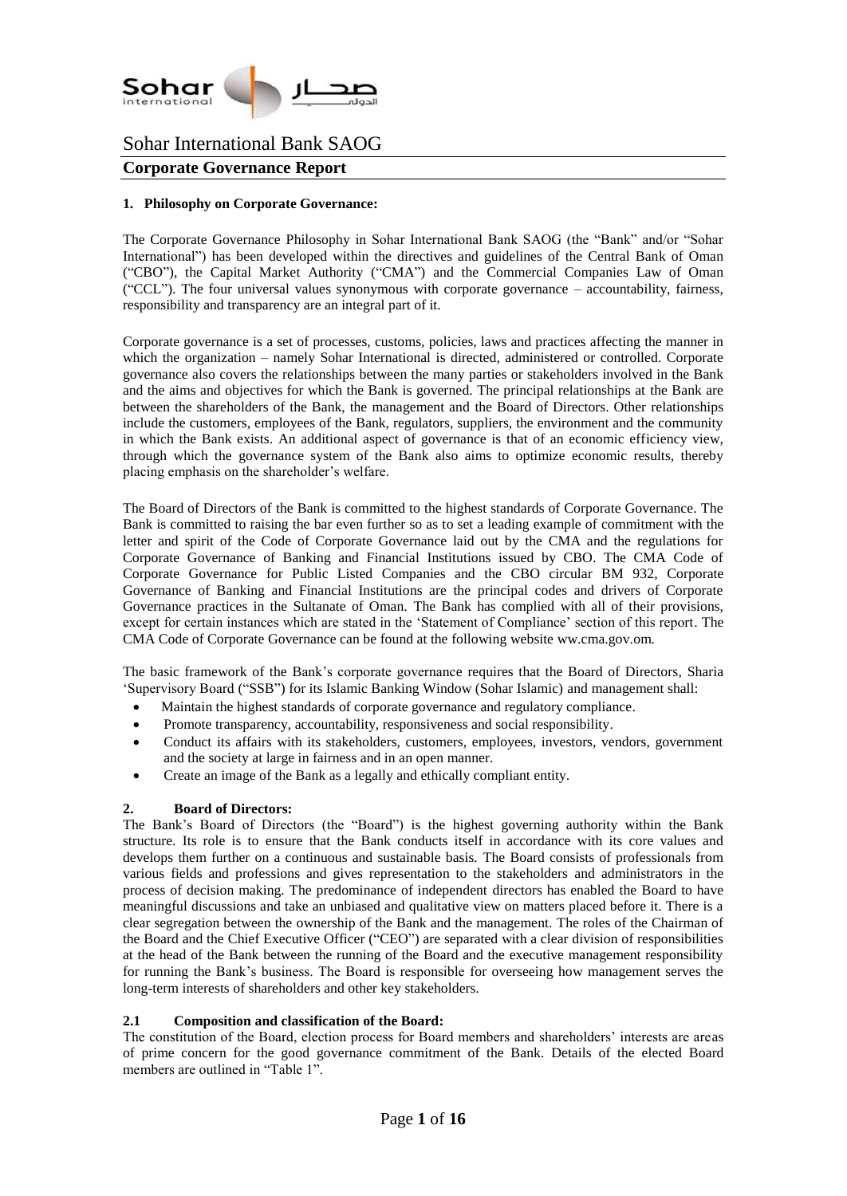# Sohar International Bank SAOG

## Corporate Governance Report

### 1. Philosophy on Corporate Governance:

The Corporate Governance Philosophy in Sohar International Bank SAOG (the "Bank" and/or "Sohar International") has been developed within the directives and guidelines of the Central Bank of Oman ("CBO"), the Capital Market Authority ("CMA") and the Commercial Companies Law of Oman ("CCL"). The four universal values synonymous with corporate governance – accountability, fairness, responsibility and transparency are an integral part of it.

Corporate governance is a set of processes, customs, policies, laws and practices affecting the manner in which the organization – namely Sohar International is directed, administered or controlled. Corporate governance also covers the relationships between the many parties or stakeholders involved in the Bank and the aims and objectives for which the Bank is governed. The principal relationships at the Bank are between the shareholders of the Bank, the management and the Board of Directors. Other relationships include the customers, employees of the Bank, regulators, suppliers, the environment and the community in which the Bank exists. An additional aspect of governance is that of an economic efficiency view, through which the governance system of the Bank also aims to optimize economic results, thereby placing emphasis on the shareholder's welfare.

The Board of Directors of the Bank is committed to the highest standards of Corporate Governance. The Bank is committed to raising the bar even further so as to set a leading example of commitment with the letter and spirit of the Code of Corporate Governance laid out by the CMA and the regulations for Corporate Governance of Banking and Financial Institutions issued by CBO. The CMA Code of Corporate Governance for Public Listed Companies and the CBO circular BM 932, Corporate Governance of Banking and Financial Institutions are the principal codes and drivers of Corporate Governance practices in the Sultanate of Oman. The Bank has complied with all of their provisions, except for certain instances which are stated in the 'Statement of Compliance' section of this report. The CMA Code of Corporate Governance can be found at the following website ww.cma.gov.om.

The basic framework of the Bank's corporate governance requires that the Board of Directors, Sharia 'Supervisory Board ("SSB") for its Islamic Banking Window (Sohar Islamic) and management shall:

- Maintain the highest standards of corporate governance and regulatory compliance.
- Promote transparency, accountability, responsiveness and social responsibility.
- Conduct its affairs with its stakeholders, customers, employees, investors, vendors, government and the society at large in fairness and in an open manner.
- Create an image of the Bank as a legally and ethically compliant entity.

### 2. Board of Directors:

The Bank's Board of Directors (the "Board") is the highest governing authority within the Bank structure. Its role is to ensure that the Bank conducts itself in accordance with its core values and develops them further on a continuous and sustainable basis. The Board consists of professionals from various fields and professions and gives representation to the stakeholders and administrators in the process of decision making. The predominance of independent directors has enabled the Board to have meaningful discussions and take an unbiased and qualitative view on matters placed before it. There is a clear segregation between the ownership of the Bank and the management. The roles of the Chairman of the Board and the Chief Executive Officer ("CEO") are separated with a clear division of responsibilities at the head of the Bank between the running of the Board and the executive management responsibility for running the Bank's business. The Board is responsible for overseeing how management serves the long-term interests of shareholders and other key stakeholders.

#### 2.1 Composition and classification of the Board:

The constitution of the Board, election process for Board members and shareholders' interests are areas of prime concern for the good governance commitment of the Bank. Details of the elected Board members are outlined in "Table 1".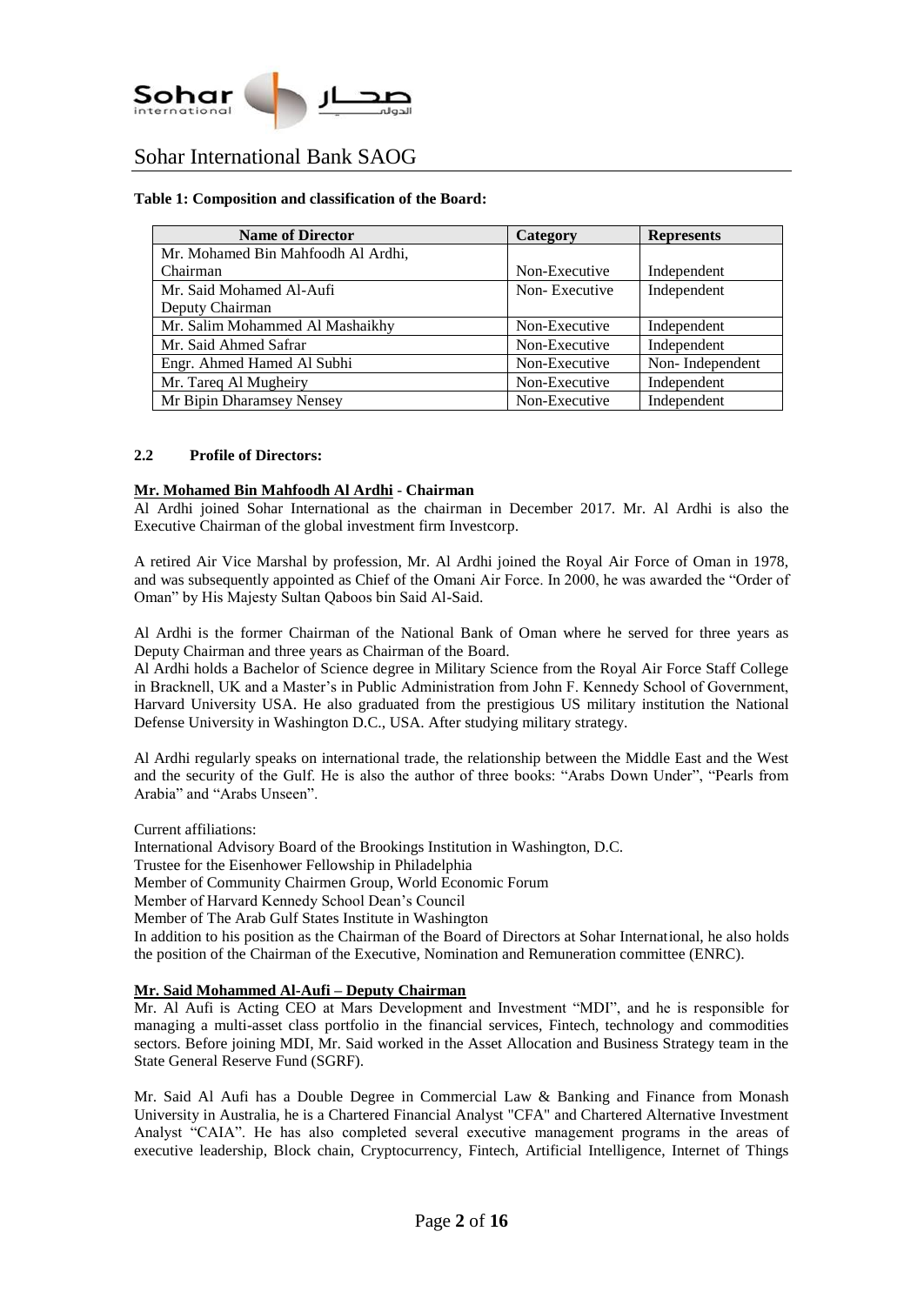**Table 1: Composition and classification of the Board:**

| Name of Director | Category | Represents |
|---|---|---|
| Mr. Mohamed Bin Mahfoodh Al Ardhi, Chairman | Non-Executive | Independent |
| Mr. Said Mohamed Al-Aufi Deputy Chairman | Non- Executive | Independent |
| Mr. Salim Mohammed Al Mashaikhy | Non-Executive | Independent |
| Mr. Said Ahmed Safrar | Non-Executive | Independent |
| Engr. Ahmed Hamed Al Subhi | Non-Executive | Non- Independent |
| Mr. Tareq Al Mugheiry | Non-Executive | Independent |
| Mr Bipin Dharamsey Nensey | Non-Executive | Independent |

### 2.2 Profile of Directors:

**Mr. Mohamed Bin Mahfoodh Al Ardhi - Chairman**

Al Ardhi joined Sohar International as the chairman in December 2017. Mr. Al Ardhi is also the Executive Chairman of the global investment firm Investcorp.

A retired Air Vice Marshal by profession, Mr. Al Ardhi joined the Royal Air Force of Oman in 1978, and was subsequently appointed as Chief of the Omani Air Force. In 2000, he was awarded the "Order of Oman" by His Majesty Sultan Qaboos bin Said Al-Said.

Al Ardhi is the former Chairman of the National Bank of Oman where he served for three years as Deputy Chairman and three years as Chairman of the Board.

Al Ardhi holds a Bachelor of Science degree in Military Science from the Royal Air Force Staff College in Bracknell, UK and a Master's in Public Administration from John F. Kennedy School of Government, Harvard University USA. He also graduated from the prestigious US military institution the National Defense University in Washington D.C., USA. After studying military strategy.

Al Ardhi regularly speaks on international trade, the relationship between the Middle East and the West and the security of the Gulf. He is also the author of three books: "Arabs Down Under", "Pearls from Arabia" and "Arabs Unseen".

Current affiliations:

International Advisory Board of the Brookings Institution in Washington, D.C.
Trustee for the Eisenhower Fellowship in Philadelphia
Member of Community Chairmen Group, World Economic Forum
Member of Harvard Kennedy School Dean's Council
Member of The Arab Gulf States Institute in Washington
In addition to his position as the Chairman of the Board of Directors at Sohar International, he also holds the position of the Chairman of the Executive, Nomination and Remuneration committee (ENRC).

**Mr. Said Mohammed Al-Aufi – Deputy Chairman**

Mr. Al Aufi is Acting CEO at Mars Development and Investment "MDI", and he is responsible for managing a multi-asset class portfolio in the financial services, Fintech, technology and commodities sectors. Before joining MDI, Mr. Said worked in the Asset Allocation and Business Strategy team in the State General Reserve Fund (SGRF).

Mr. Said Al Aufi has a Double Degree in Commercial Law & Banking and Finance from Monash University in Australia, he is a Chartered Financial Analyst "CFA" and Chartered Alternative Investment Analyst "CAIA". He has also completed several executive management programs in the areas of executive leadership, Block chain, Cryptocurrency, Fintech, Artificial Intelligence, Internet of Things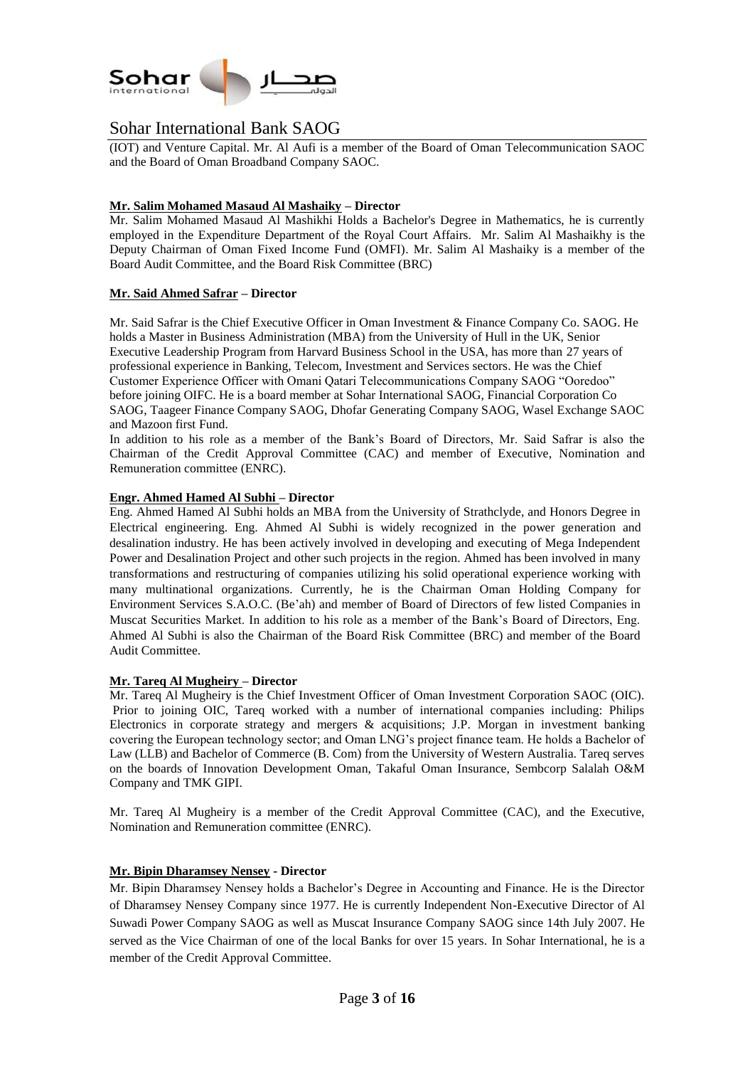(IOT) and Venture Capital. Mr. Al Aufi is a member of the Board of Oman Telecommunication SAOC and the Board of Oman Broadband Company SAOC.

**Mr. Salim Mohamed Masaud Al Mashaiky – Director**

Mr. Salim Mohamed Masaud Al Mashikhi Holds a Bachelor's Degree in Mathematics, he is currently employed in the Expenditure Department of the Royal Court Affairs. Mr. Salim Al Mashaikhy is the Deputy Chairman of Oman Fixed Income Fund (OMFI). Mr. Salim Al Mashaiky is a member of the Board Audit Committee, and the Board Risk Committee (BRC)

**Mr. Said Ahmed Safrar – Director**

Mr. Said Safrar is the Chief Executive Officer in Oman Investment & Finance Company Co. SAOG. He holds a Master in Business Administration (MBA) from the University of Hull in the UK, Senior Executive Leadership Program from Harvard Business School in the USA, has more than 27 years of professional experience in Banking, Telecom, Investment and Services sectors. He was the Chief Customer Experience Officer with Omani Qatari Telecommunications Company SAOG "Ooredoo" before joining OIFC. He is a board member at Sohar International SAOG, Financial Corporation Co SAOG, Taageer Finance Company SAOG, Dhofar Generating Company SAOG, Wasel Exchange SAOC and Mazoon first Fund.

In addition to his role as a member of the Bank's Board of Directors, Mr. Said Safrar is also the Chairman of the Credit Approval Committee (CAC) and member of Executive, Nomination and Remuneration committee (ENRC).

**Engr. Ahmed Hamed Al Subhi – Director**

Eng. Ahmed Hamed Al Subhi holds an MBA from the University of Strathclyde, and Honors Degree in Electrical engineering. Eng. Ahmed Al Subhi is widely recognized in the power generation and desalination industry. He has been actively involved in developing and executing of Mega Independent Power and Desalination Project and other such projects in the region. Ahmed has been involved in many transformations and restructuring of companies utilizing his solid operational experience working with many multinational organizations. Currently, he is the Chairman Oman Holding Company for Environment Services S.A.O.C. (Be'ah) and member of Board of Directors of few listed Companies in Muscat Securities Market. In addition to his role as a member of the Bank's Board of Directors, Eng. Ahmed Al Subhi is also the Chairman of the Board Risk Committee (BRC) and member of the Board Audit Committee.

**Mr. Tareq Al Mugheiry – Director**

Mr. Tareq Al Mugheiry is the Chief Investment Officer of Oman Investment Corporation SAOC (OIC). Prior to joining OIC, Tareq worked with a number of international companies including: Philips Electronics in corporate strategy and mergers & acquisitions; J.P. Morgan in investment banking covering the European technology sector; and Oman LNG's project finance team. He holds a Bachelor of Law (LLB) and Bachelor of Commerce (B. Com) from the University of Western Australia. Tareq serves on the boards of Innovation Development Oman, Takaful Oman Insurance, Sembcorp Salalah O&M Company and TMK GIPI.

Mr. Tareq Al Mugheiry is a member of the Credit Approval Committee (CAC), and the Executive, Nomination and Remuneration committee (ENRC).

**Mr. Bipin Dharamsey Nensey - Director**

Mr. Bipin Dharamsey Nensey holds a Bachelor's Degree in Accounting and Finance. He is the Director of Dharamsey Nensey Company since 1977. He is currently Independent Non-Executive Director of Al Suwadi Power Company SAOG as well as Muscat Insurance Company SAOG since 14th July 2007. He served as the Vice Chairman of one of the local Banks for over 15 years. In Sohar International, he is a member of the Credit Approval Committee.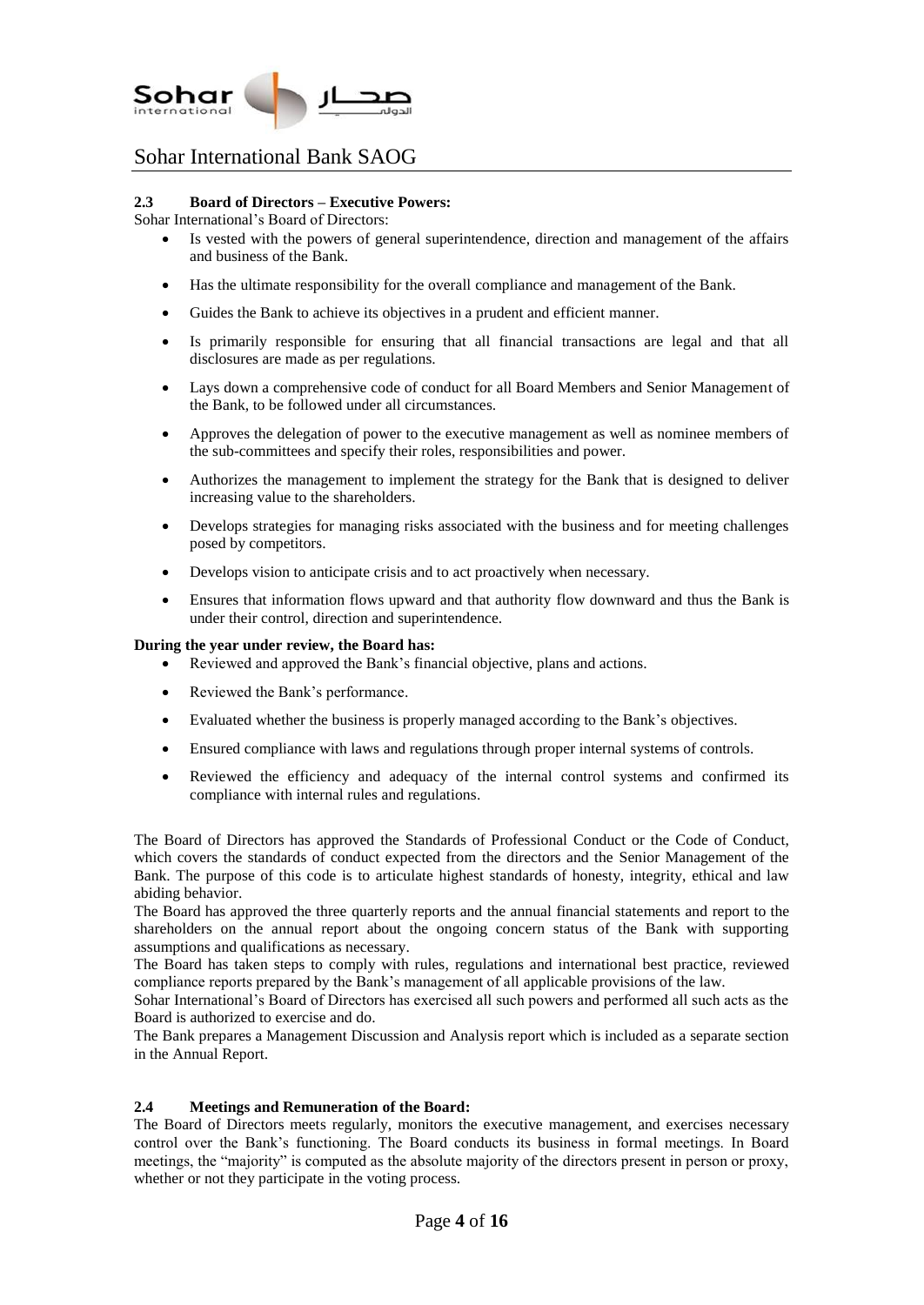### 2.3 Board of Directors – Executive Powers:

Sohar International's Board of Directors:

- Is vested with the powers of general superintendence, direction and management of the affairs and business of the Bank.
- Has the ultimate responsibility for the overall compliance and management of the Bank.
- Guides the Bank to achieve its objectives in a prudent and efficient manner.
- Is primarily responsible for ensuring that all financial transactions are legal and that all disclosures are made as per regulations.
- Lays down a comprehensive code of conduct for all Board Members and Senior Management of the Bank, to be followed under all circumstances.
- Approves the delegation of power to the executive management as well as nominee members of the sub-committees and specify their roles, responsibilities and power.
- Authorizes the management to implement the strategy for the Bank that is designed to deliver increasing value to the shareholders.
- Develops strategies for managing risks associated with the business and for meeting challenges posed by competitors.
- Develops vision to anticipate crisis and to act proactively when necessary.
- Ensures that information flows upward and that authority flow downward and thus the Bank is under their control, direction and superintendence.

**During the year under review, the Board has:**

- Reviewed and approved the Bank's financial objective, plans and actions.
- Reviewed the Bank's performance.
- Evaluated whether the business is properly managed according to the Bank's objectives.
- Ensured compliance with laws and regulations through proper internal systems of controls.
- Reviewed the efficiency and adequacy of the internal control systems and confirmed its compliance with internal rules and regulations.

The Board of Directors has approved the Standards of Professional Conduct or the Code of Conduct, which covers the standards of conduct expected from the directors and the Senior Management of the Bank. The purpose of this code is to articulate highest standards of honesty, integrity, ethical and law abiding behavior.

The Board has approved the three quarterly reports and the annual financial statements and report to the shareholders on the annual report about the ongoing concern status of the Bank with supporting assumptions and qualifications as necessary.

The Board has taken steps to comply with rules, regulations and international best practice, reviewed compliance reports prepared by the Bank's management of all applicable provisions of the law.

Sohar International's Board of Directors has exercised all such powers and performed all such acts as the Board is authorized to exercise and do.

The Bank prepares a Management Discussion and Analysis report which is included as a separate section in the Annual Report.

### 2.4 Meetings and Remuneration of the Board:

The Board of Directors meets regularly, monitors the executive management, and exercises necessary control over the Bank's functioning. The Board conducts its business in formal meetings. In Board meetings, the "majority" is computed as the absolute majority of the directors present in person or proxy, whether or not they participate in the voting process.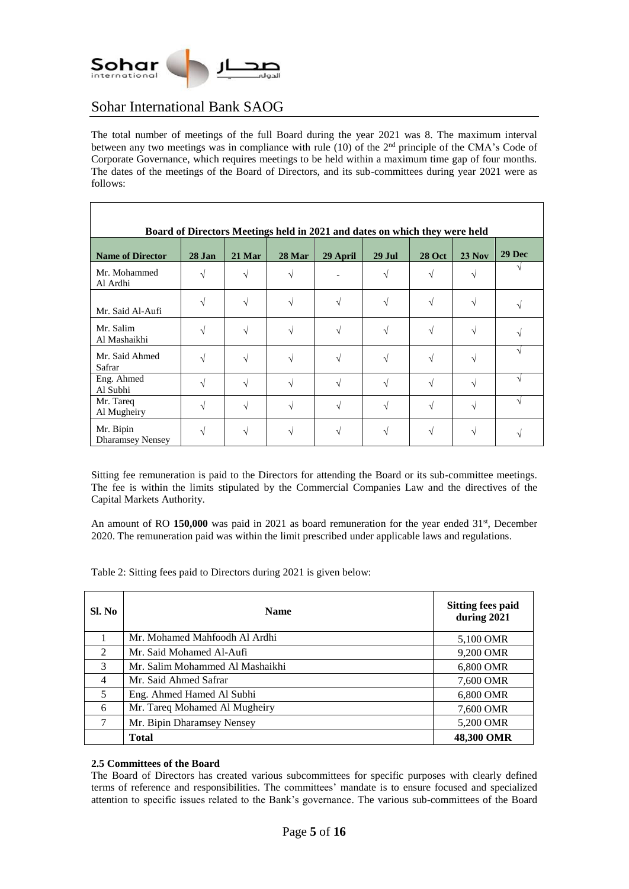The total number of meetings of the full Board during the year 2021 was 8. The maximum interval between any two meetings was in compliance with rule (10) of the 2[nd] principle of the CMA's Code of Corporate Governance, which requires meetings to be held within a maximum time gap of four months. The dates of the meetings of the Board of Directors, and its sub-committees during year 2021 were as follows:

**Board of Directors Meetings held in 2021 and dates on which they were held**

| Name of Director | 28 Jan | 21 Mar | 28 Mar | 29 April | 29 Jul | 28 Oct | 23 Nov | 29 Dec |
|---|---|---|---|---|---|---|---|---|
| Mr. Mohammed Al Ardhi | √ | √ | √ | - | √ | √ | √ | √ |
| Mr. Said Al-Aufi | √ | √ | √ | √ | √ | √ | √ | √ |
| Mr. Salim Al Mashaikhi | √ | √ | √ | √ | √ | √ | √ | √ |
| Mr. Said Ahmed Safrar | √ | √ | √ | √ | √ | √ | √ | √ |
| Eng. Ahmed Al Subhi | √ | √ | √ | √ | √ | √ | √ | √ |
| Mr. Tareq Al Mugheiry | √ | √ | √ | √ | √ | √ | √ | √ |
| Mr. Bipin Dharamsey Nensey | √ | √ | √ | √ | √ | √ | √ | √ |

Sitting fee remuneration is paid to the Directors for attending the Board or its sub-committee meetings. The fee is within the limits stipulated by the Commercial Companies Law and the directives of the Capital Markets Authority.

An amount of RO **150,000** was paid in 2021 as board remuneration for the year ended 31[st], December 2020. The remuneration paid was within the limit prescribed under applicable laws and regulations.

Table 2: Sitting fees paid to Directors during 2021 is given below:

| Sl. No | Name | Sitting fees paid during 2021 |
|---|---|---|
| 1 | Mr. Mohamed Mahfoodh Al Ardhi | 5,100 OMR |
| 2 | Mr. Said Mohamed Al-Aufi | 9,200 OMR |
| 3 | Mr. Salim Mohammed Al Mashaikhi | 6,800 OMR |
| 4 | Mr. Said Ahmed Safrar | 7,600 OMR |
| 5 | Eng. Ahmed Hamed Al Subhi | 6,800 OMR |
| 6 | Mr. Tareq Mohamed Al Mugheiry | 7,600 OMR |
| 7 | Mr. Bipin Dharamsey Nensey | 5,200 OMR |
| | **Total** | **48,300 OMR** |

**2.5 Committees of the Board**

The Board of Directors has created various subcommittees for specific purposes with clearly defined terms of reference and responsibilities. The committees' mandate is to ensure focused and specialized attention to specific issues related to the Bank's governance. The various sub-committees of the Board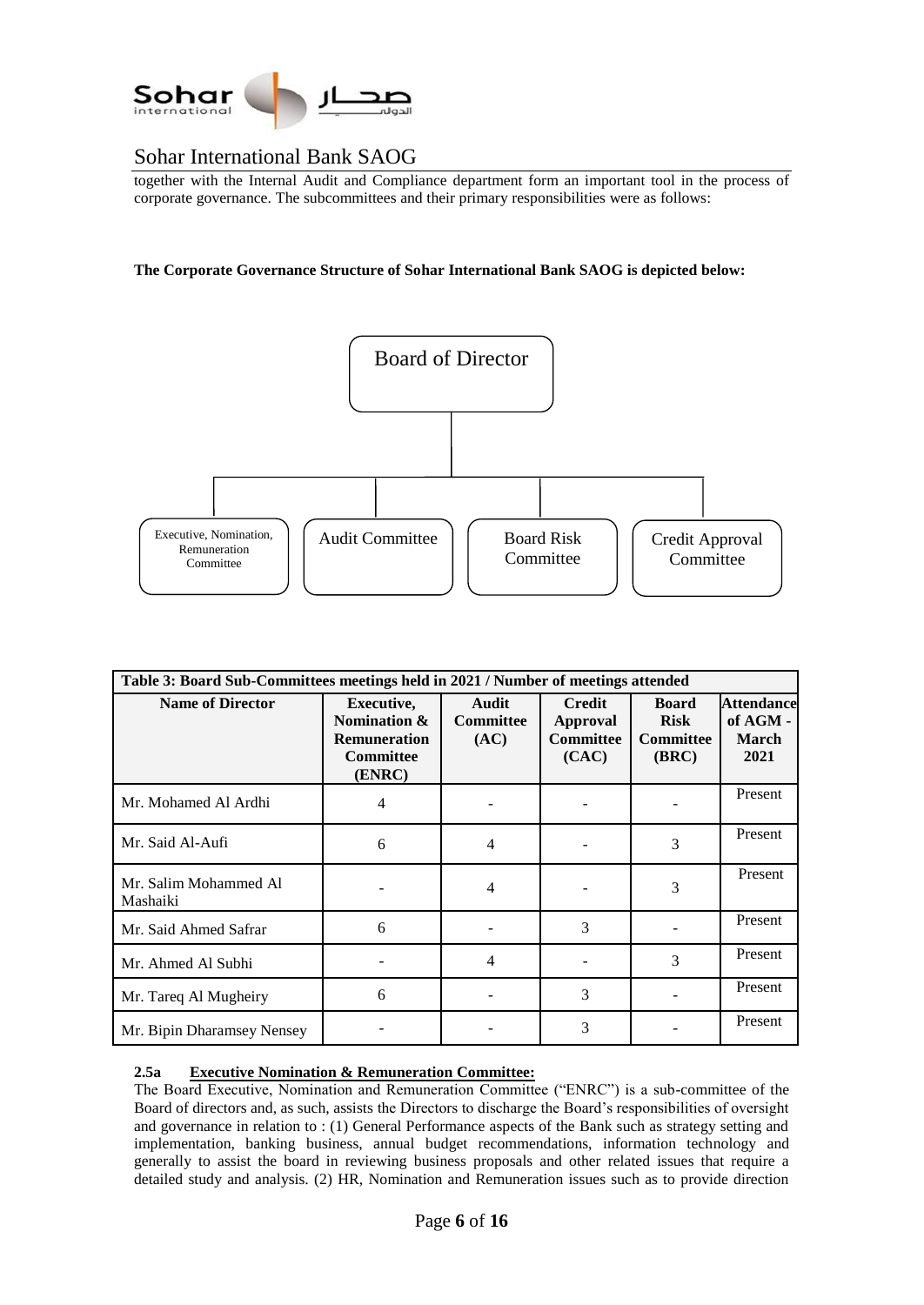together with the Internal Audit and Compliance department form an important tool in the process of corporate governance. The subcommittees and their primary responsibilities were as follows:

**The Corporate Governance Structure of Sohar International Bank SAOG is depicted below:**

Board of Director

- Executive, Nomination, Remuneration Committee
- Audit Committee
- Board Risk Committee
- Credit Approval Committee

| Table 3: Board Sub-Committees meetings held in 2021 / Number of meetings attended | | | | | |
|---|---|---|---|---|---|
| **Name of Director** | **Executive, Nomination & Remuneration Committee (ENRC)** | **Audit Committee (AC)** | **Credit Approval Committee (CAC)** | **Board Risk Committee (BRC)** | **Attendance of AGM - March 2021** |
| Mr. Mohamed Al Ardhi | 4 | - | - | - | Present |
| Mr. Said Al-Aufi | 6 | 4 | - | 3 | Present |
| Mr. Salim Mohammed Al Mashaiki | - | 4 | - | 3 | Present |
| Mr. Said Ahmed Safrar | 6 | - | 3 | - | Present |
| Mr. Ahmed Al Subhi | - | 4 | - | 3 | Present |
| Mr. Tareq Al Mugheiry | 6 | - | 3 | - | Present |
| Mr. Bipin Dharamsey Nensey | - | - | 3 | - | Present |

**2.5a Executive Nomination & Remuneration Committee:**

The Board Executive, Nomination and Remuneration Committee ("ENRC") is a sub-committee of the Board of directors and, as such, assists the Directors to discharge the Board's responsibilities of oversight and governance in relation to : (1) General Performance aspects of the Bank such as strategy setting and implementation, banking business, annual budget recommendations, information technology and generally to assist the board in reviewing business proposals and other related issues that require a detailed study and analysis. (2) HR, Nomination and Remuneration issues such as to provide direction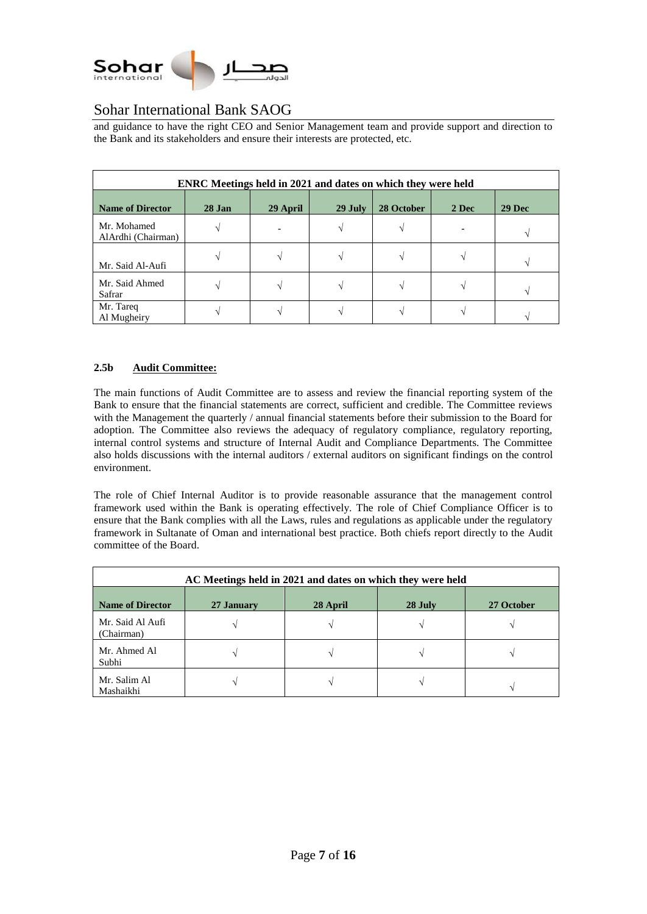and guidance to have the right CEO and Senior Management team and provide support and direction to the Bank and its stakeholders and ensure their interests are protected, etc.

| ENRC Meetings held in 2021 and dates on which they were held | | | | | | |
|---|---|---|---|---|---|---|
| **Name of Director** | **28 Jan** | **29 April** | **29 July** | **28 October** | **2 Dec** | **29 Dec** |
| Mr. Mohamed AlArdhi (Chairman) | √ | - | √ | √ | - | √ |
| Mr. Said Al-Aufi | √ | √ | √ | √ | √ | √ |
| Mr. Said Ahmed Safrar | √ | √ | √ | √ | √ | √ |
| Mr. Tareq Al Mugheiry | √ | √ | √ | √ | √ | √ |

### 2.5b **Audit Committee:**

The main functions of Audit Committee are to assess and review the financial reporting system of the Bank to ensure that the financial statements are correct, sufficient and credible. The Committee reviews with the Management the quarterly / annual financial statements before their submission to the Board for adoption. The Committee also reviews the adequacy of regulatory compliance, regulatory reporting, internal control systems and structure of Internal Audit and Compliance Departments. The Committee also holds discussions with the internal auditors / external auditors on significant findings on the control environment.

The role of Chief Internal Auditor is to provide reasonable assurance that the management control framework used within the Bank is operating effectively. The role of Chief Compliance Officer is to ensure that the Bank complies with all the Laws, rules and regulations as applicable under the regulatory framework in Sultanate of Oman and international best practice. Both chiefs report directly to the Audit committee of the Board.

| AC Meetings held in 2021 and dates on which they were held | | | | |
|---|---|---|---|---|
| **Name of Director** | **27 January** | **28 April** | **28 July** | **27 October** |
| Mr. Said Al Aufi (Chairman) | √ | √ | √ | √ |
| Mr. Ahmed Al Subhi | √ | √ | √ | √ |
| Mr. Salim Al Mashaikhi | √ | √ | √ | √ |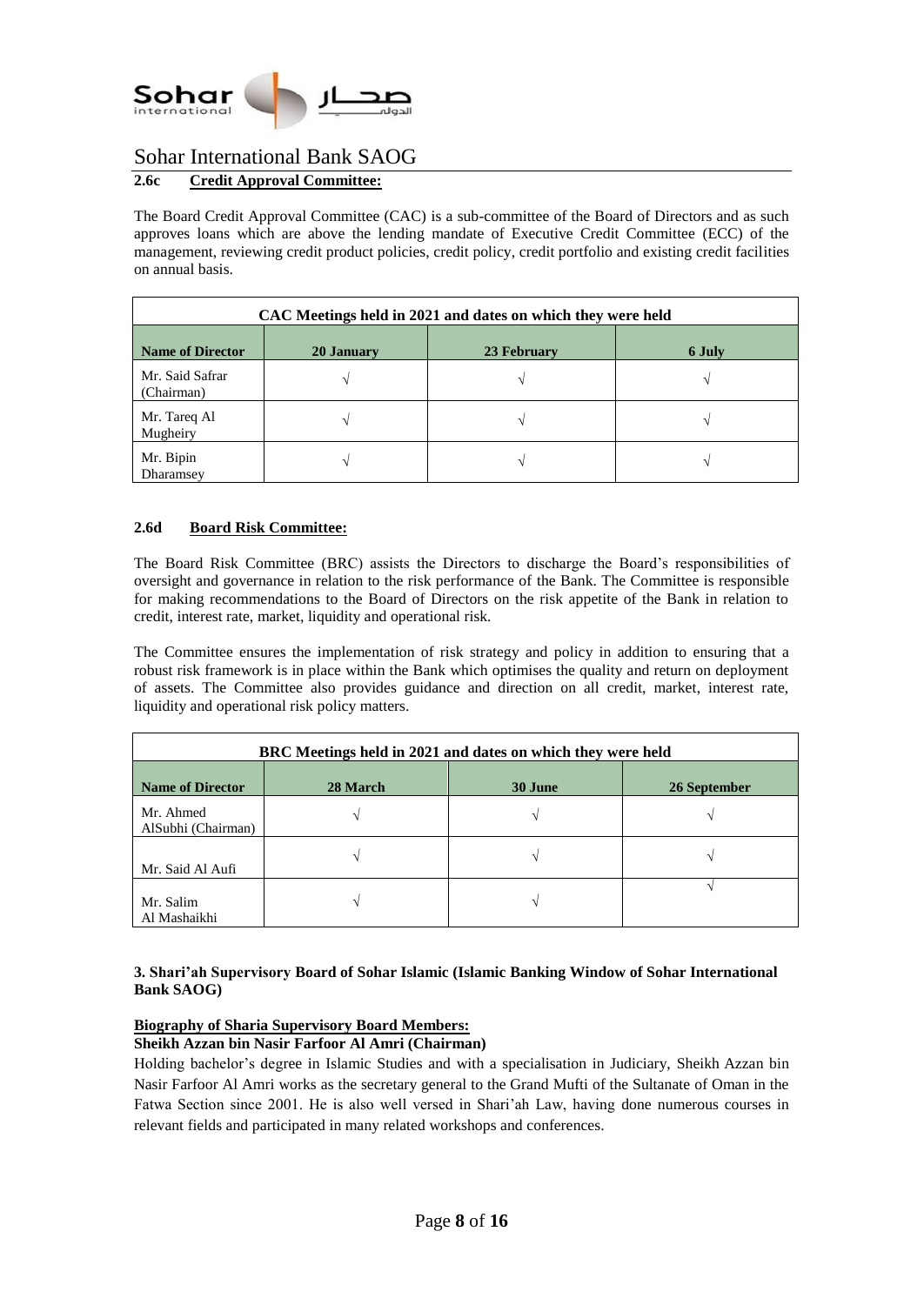#### 2.6c Credit Approval Committee:

The Board Credit Approval Committee (CAC) is a sub-committee of the Board of Directors and as such approves loans which are above the lending mandate of Executive Credit Committee (ECC) of the management, reviewing credit product policies, credit policy, credit portfolio and existing credit facilities on annual basis.

| CAC Meetings held in 2021 and dates on which they were held | | | |
|---|---|---|---|
| **Name of Director** | **20 January** | **23 February** | **6 July** |
| Mr. Said Safrar (Chairman) | √ | √ | √ |
| Mr. Tareq Al Mugheiry | √ | √ | √ |
| Mr. Bipin Dharamsey | √ | √ | √ |

#### 2.6d Board Risk Committee:

The Board Risk Committee (BRC) assists the Directors to discharge the Board's responsibilities of oversight and governance in relation to the risk performance of the Bank. The Committee is responsible for making recommendations to the Board of Directors on the risk appetite of the Bank in relation to credit, interest rate, market, liquidity and operational risk.

The Committee ensures the implementation of risk strategy and policy in addition to ensuring that a robust risk framework is in place within the Bank which optimises the quality and return on deployment of assets. The Committee also provides guidance and direction on all credit, market, interest rate, liquidity and operational risk policy matters.

| BRC Meetings held in 2021 and dates on which they were held | | | |
|---|---|---|---|
| **Name of Director** | **28 March** | **30 June** | **26 September** |
| Mr. Ahmed AlSubhi (Chairman) | √ | √ | √ |
| Mr. Said Al Aufi | √ | √ | √ |
| Mr. Salim Al Mashaikhi | √ | √ | √ |

### 3. Shari'ah Supervisory Board of Sohar Islamic (Islamic Banking Window of Sohar International Bank SAOG)

**Biography of Sharia Supervisory Board Members:**

**Sheikh Azzan bin Nasir Farfoor Al Amri (Chairman)**

Holding bachelor's degree in Islamic Studies and with a specialisation in Judiciary, Sheikh Azzan bin Nasir Farfoor Al Amri works as the secretary general to the Grand Mufti of the Sultanate of Oman in the Fatwa Section since 2001. He is also well versed in Shari'ah Law, having done numerous courses in relevant fields and participated in many related workshops and conferences.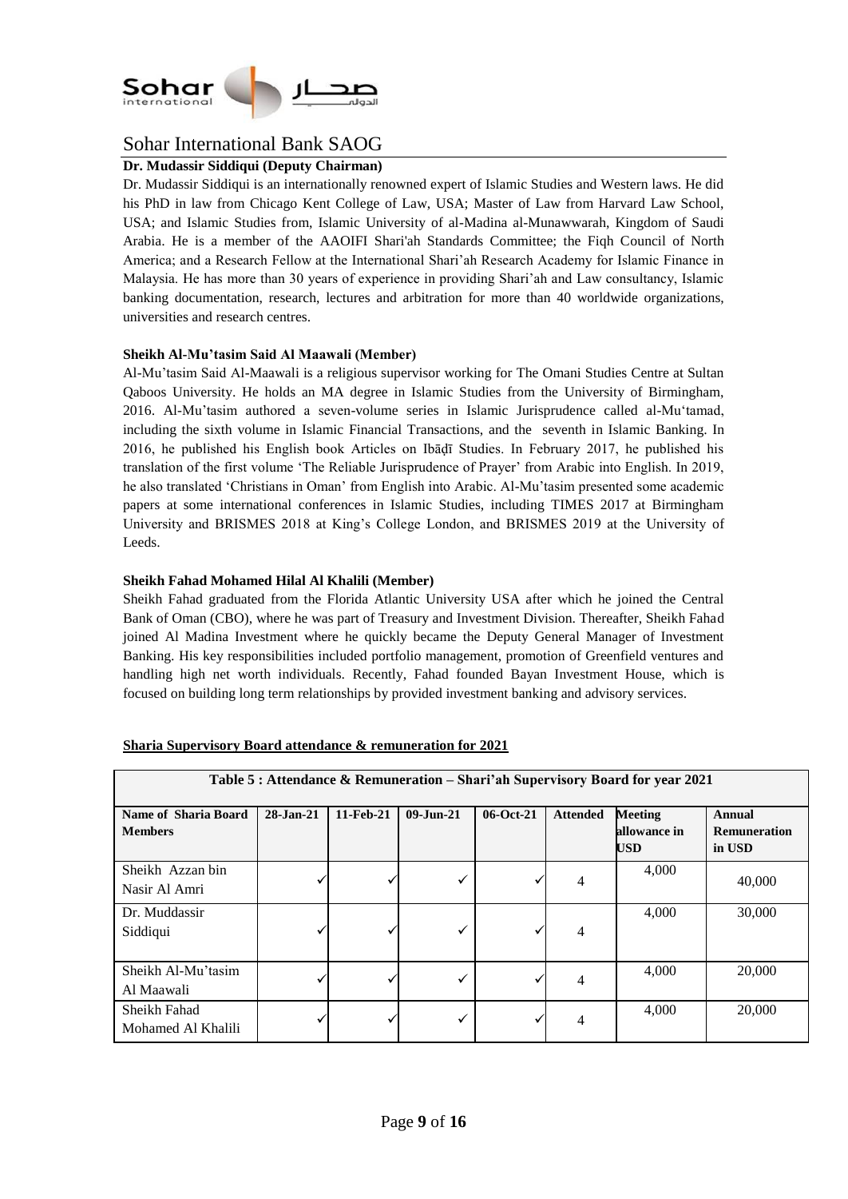**Dr. Mudassir Siddiqui (Deputy Chairman)**

Dr. Mudassir Siddiqui is an internationally renowned expert of Islamic Studies and Western laws. He did his PhD in law from Chicago Kent College of Law, USA; Master of Law from Harvard Law School, USA; and Islamic Studies from, Islamic University of al-Madina al-Munawwarah, Kingdom of Saudi Arabia. He is a member of the AAOIFI Shari'ah Standards Committee; the Fiqh Council of North America; and a Research Fellow at the International Shari'ah Research Academy for Islamic Finance in Malaysia. He has more than 30 years of experience in providing Shari'ah and Law consultancy, Islamic banking documentation, research, lectures and arbitration for more than 40 worldwide organizations, universities and research centres.

**Sheikh Al-Mu'tasim Said Al Maawali (Member)**

Al-Mu'tasim Said Al-Maawali is a religious supervisor working for The Omani Studies Centre at Sultan Qaboos University. He holds an MA degree in Islamic Studies from the University of Birmingham, 2016. Al-Mu'tasim authored a seven-volume series in Islamic Jurisprudence called al-Mu'tamad, including the sixth volume in Islamic Financial Transactions, and the seventh in Islamic Banking. In 2016, he published his English book Articles on Ibāḍī Studies. In February 2017, he published his translation of the first volume 'The Reliable Jurisprudence of Prayer' from Arabic into English. In 2019, he also translated 'Christians in Oman' from English into Arabic. Al-Mu'tasim presented some academic papers at some international conferences in Islamic Studies, including TIMES 2017 at Birmingham University and BRISMES 2018 at King's College London, and BRISMES 2019 at the University of Leeds.

**Sheikh Fahad Mohamed Hilal Al Khalili (Member)**

Sheikh Fahad graduated from the Florida Atlantic University USA after which he joined the Central Bank of Oman (CBO), where he was part of Treasury and Investment Division. Thereafter, Sheikh Fahad joined Al Madina Investment where he quickly became the Deputy General Manager of Investment Banking. His key responsibilities included portfolio management, promotion of Greenfield ventures and handling high net worth individuals. Recently, Fahad founded Bayan Investment House, which is focused on building long term relationships by provided investment banking and advisory services.

**Sharia Supervisory Board attendance & remuneration for 2021**

**Table 5 : Attendance & Remuneration – Shari'ah Supervisory Board for year 2021**

| Name of Sharia Board Members | 28-Jan-21 | 11-Feb-21 | 09-Jun-21 | 06-Oct-21 | Attended | Meeting allowance in USD | Annual Remuneration in USD |
|---|---|---|---|---|---|---|---|
| Sheikh Azzan bin Nasir Al Amri | ✓ | ✓ | ✓ | ✓ | 4 | 4,000 | 40,000 |
| Dr. Muddassir Siddiqui | ✓ | ✓ | ✓ | ✓ | 4 | 4,000 | 30,000 |
| Sheikh Al-Mu'tasim Al Maawali | ✓ | ✓ | ✓ | ✓ | 4 | 4,000 | 20,000 |
| Sheikh Fahad Mohamed Al Khalili | ✓ | ✓ | ✓ | ✓ | 4 | 4,000 | 20,000 |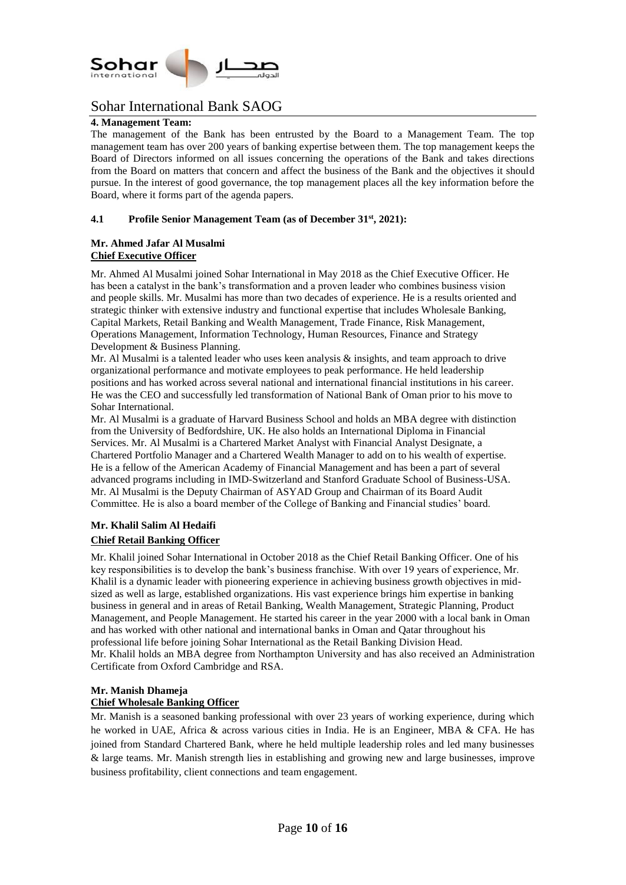**4. Management Team:**

The management of the Bank has been entrusted by the Board to a Management Team. The top management team has over 200 years of banking expertise between them. The top management keeps the Board of Directors informed on all issues concerning the operations of the Bank and takes directions from the Board on matters that concern and affect the business of the Bank and the objectives it should pursue. In the interest of good governance, the top management places all the key information before the Board, where it forms part of the agenda papers.

**4.1 Profile Senior Management Team (as of December 31st, 2021):**

**Mr. Ahmed Jafar Al Musalmi**
**Chief Executive Officer**

Mr. Ahmed Al Musalmi joined Sohar International in May 2018 as the Chief Executive Officer. He has been a catalyst in the bank's transformation and a proven leader who combines business vision and people skills. Mr. Musalmi has more than two decades of experience. He is a results oriented and strategic thinker with extensive industry and functional expertise that includes Wholesale Banking, Capital Markets, Retail Banking and Wealth Management, Trade Finance, Risk Management, Operations Management, Information Technology, Human Resources, Finance and Strategy Development & Business Planning.

Mr. Al Musalmi is a talented leader who uses keen analysis & insights, and team approach to drive organizational performance and motivate employees to peak performance. He held leadership positions and has worked across several national and international financial institutions in his career. He was the CEO and successfully led transformation of National Bank of Oman prior to his move to Sohar International.

Mr. Al Musalmi is a graduate of Harvard Business School and holds an MBA degree with distinction from the University of Bedfordshire, UK. He also holds an International Diploma in Financial Services. Mr. Al Musalmi is a Chartered Market Analyst with Financial Analyst Designate, a Chartered Portfolio Manager and a Chartered Wealth Manager to add on to his wealth of expertise. He is a fellow of the American Academy of Financial Management and has been a part of several advanced programs including in IMD-Switzerland and Stanford Graduate School of Business-USA. Mr. Al Musalmi is the Deputy Chairman of ASYAD Group and Chairman of its Board Audit Committee. He is also a board member of the College of Banking and Financial studies' board.

**Mr. Khalil Salim Al Hedaifi**
**Chief Retail Banking Officer**

Mr. Khalil joined Sohar International in October 2018 as the Chief Retail Banking Officer. One of his key responsibilities is to develop the bank's business franchise. With over 19 years of experience, Mr. Khalil is a dynamic leader with pioneering experience in achieving business growth objectives in mid-sized as well as large, established organizations. His vast experience brings him expertise in banking business in general and in areas of Retail Banking, Wealth Management, Strategic Planning, Product Management, and People Management. He started his career in the year 2000 with a local bank in Oman and has worked with other national and international banks in Oman and Qatar throughout his professional life before joining Sohar International as the Retail Banking Division Head.

Mr. Khalil holds an MBA degree from Northampton University and has also received an Administration Certificate from Oxford Cambridge and RSA.

**Mr. Manish Dhameja**
**Chief Wholesale Banking Officer**

Mr. Manish is a seasoned banking professional with over 23 years of working experience, during which he worked in UAE, Africa & across various cities in India. He is an Engineer, MBA & CFA. He has joined from Standard Chartered Bank, where he held multiple leadership roles and led many businesses & large teams. Mr. Manish strength lies in establishing and growing new and large businesses, improve business profitability, client connections and team engagement.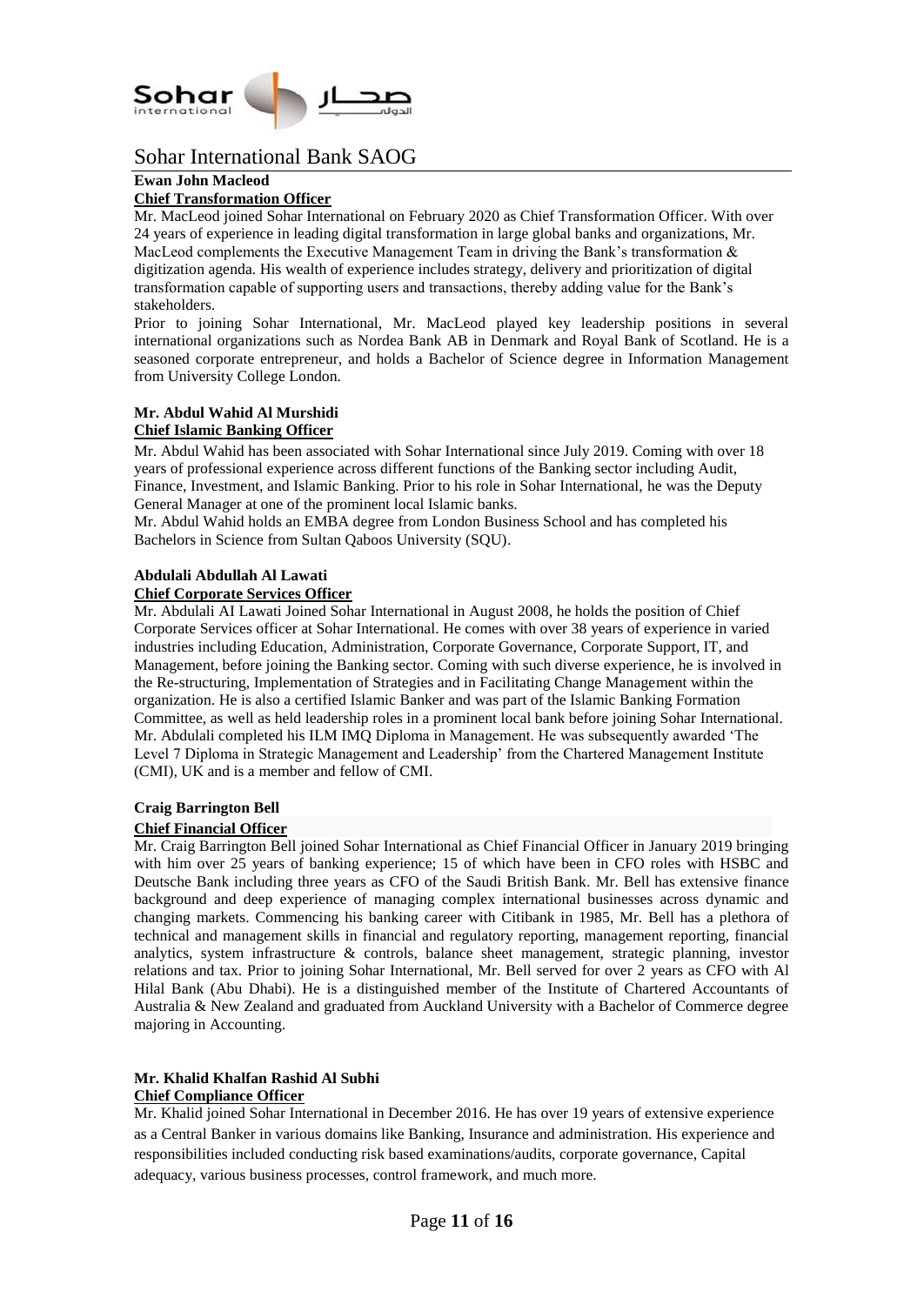**Ewan John Macleod**

**Chief Transformation Officer**

Mr. MacLeod joined Sohar International on February 2020 as Chief Transformation Officer. With over 24 years of experience in leading digital transformation in large global banks and organizations, Mr. MacLeod complements the Executive Management Team in driving the Bank's transformation & digitization agenda. His wealth of experience includes strategy, delivery and prioritization of digital transformation capable of supporting users and transactions, thereby adding value for the Bank's stakeholders.

Prior to joining Sohar International, Mr. MacLeod played key leadership positions in several international organizations such as Nordea Bank AB in Denmark and Royal Bank of Scotland. He is a seasoned corporate entrepreneur, and holds a Bachelor of Science degree in Information Management from University College London.

**Mr. Abdul Wahid Al Murshidi**

**Chief Islamic Banking Officer**

Mr. Abdul Wahid has been associated with Sohar International since July 2019. Coming with over 18 years of professional experience across different functions of the Banking sector including Audit, Finance, Investment, and Islamic Banking. Prior to his role in Sohar International, he was the Deputy General Manager at one of the prominent local Islamic banks.

Mr. Abdul Wahid holds an EMBA degree from London Business School and has completed his Bachelors in Science from Sultan Qaboos University (SQU).

**Abdulali Abdullah Al Lawati**

**Chief Corporate Services Officer**

Mr. Abdulali AI Lawati Joined Sohar International in August 2008, he holds the position of Chief Corporate Services officer at Sohar International. He comes with over 38 years of experience in varied industries including Education, Administration, Corporate Governance, Corporate Support, IT, and Management, before joining the Banking sector. Coming with such diverse experience, he is involved in the Re-structuring, Implementation of Strategies and in Facilitating Change Management within the organization. He is also a certified Islamic Banker and was part of the Islamic Banking Formation Committee, as well as held leadership roles in a prominent local bank before joining Sohar International. Mr. Abdulali completed his ILM IMQ Diploma in Management. He was subsequently awarded 'The Level 7 Diploma in Strategic Management and Leadership' from the Chartered Management Institute (CMI), UK and is a member and fellow of CMI.

**Craig Barrington Bell**

**Chief Financial Officer**

Mr. Craig Barrington Bell joined Sohar International as Chief Financial Officer in January 2019 bringing with him over 25 years of banking experience; 15 of which have been in CFO roles with HSBC and Deutsche Bank including three years as CFO of the Saudi British Bank. Mr. Bell has extensive finance background and deep experience of managing complex international businesses across dynamic and changing markets. Commencing his banking career with Citibank in 1985, Mr. Bell has a plethora of technical and management skills in financial and regulatory reporting, management reporting, financial analytics, system infrastructure & controls, balance sheet management, strategic planning, investor relations and tax. Prior to joining Sohar International, Mr. Bell served for over 2 years as CFO with Al Hilal Bank (Abu Dhabi). He is a distinguished member of the Institute of Chartered Accountants of Australia & New Zealand and graduated from Auckland University with a Bachelor of Commerce degree majoring in Accounting.

**Mr. Khalid Khalfan Rashid Al Subhi**

**Chief Compliance Officer**

Mr. Khalid joined Sohar International in December 2016. He has over 19 years of extensive experience as a Central Banker in various domains like Banking, Insurance and administration. His experience and responsibilities included conducting risk based examinations/audits, corporate governance, Capital adequacy, various business processes, control framework, and much more.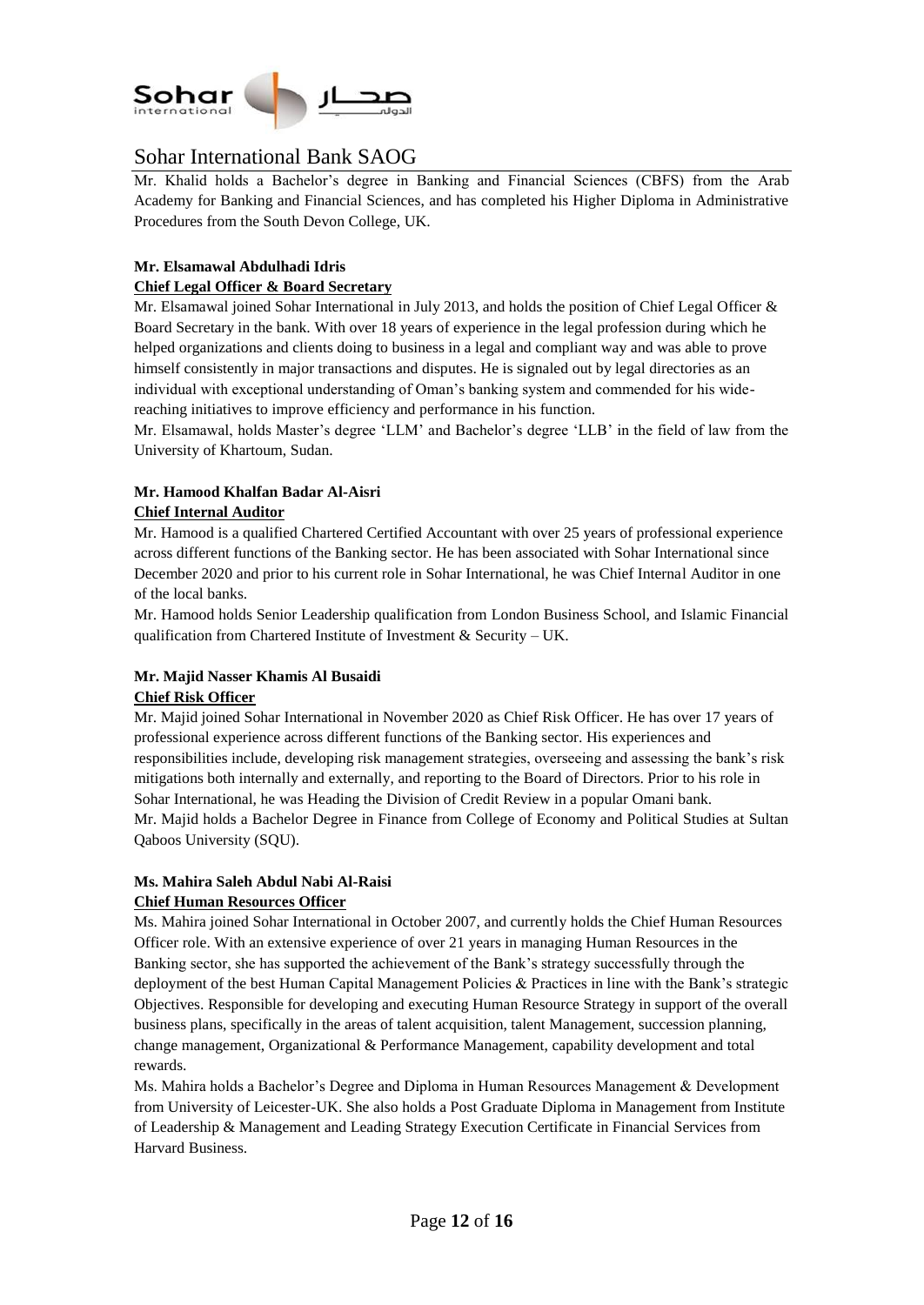Mr. Khalid holds a Bachelor's degree in Banking and Financial Sciences (CBFS) from the Arab Academy for Banking and Financial Sciences, and has completed his Higher Diploma in Administrative Procedures from the South Devon College, UK.

**Mr. Elsamawal Abdulhadi Idris**
**Chief Legal Officer & Board Secretary**

Mr. Elsamawal joined Sohar International in July 2013, and holds the position of Chief Legal Officer & Board Secretary in the bank. With over 18 years of experience in the legal profession during which he helped organizations and clients doing business in a legal and compliant way and was able to prove himself consistently in major transactions and disputes. He is signaled out by legal directories as an individual with exceptional understanding of Oman's banking system and commended for his wide-reaching initiatives to improve efficiency and performance in his function.

Mr. Elsamawal, holds Master's degree 'LLM' and Bachelor's degree 'LLB' in the field of law from the University of Khartoum, Sudan.

**Mr. Hamood Khalfan Badar Al-Aisri**
**Chief Internal Auditor**

Mr. Hamood is a qualified Chartered Certified Accountant with over 25 years of professional experience across different functions of the Banking sector. He has been associated with Sohar International since December 2020 and prior to his current role in Sohar International, he was Chief Internal Auditor in one of the local banks.

Mr. Hamood holds Senior Leadership qualification from London Business School, and Islamic Financial qualification from Chartered Institute of Investment & Security – UK.

**Mr. Majid Nasser Khamis Al Busaidi**
**Chief Risk Officer**

Mr. Majid joined Sohar International in November 2020 as Chief Risk Officer. He has over 17 years of professional experience across different functions of the Banking sector. His experiences and responsibilities include, developing risk management strategies, overseeing and assessing the bank's risk mitigations both internally and externally, and reporting to the Board of Directors. Prior to his role in Sohar International, he was Heading the Division of Credit Review in a popular Omani bank.

Mr. Majid holds a Bachelor Degree in Finance from College of Economy and Political Studies at Sultan Qaboos University (SQU).

**Ms. Mahira Saleh Abdul Nabi Al-Raisi**
**Chief Human Resources Officer**

Ms. Mahira joined Sohar International in October 2007, and currently holds the Chief Human Resources Officer role. With an extensive experience of over 21 years in managing Human Resources in the Banking sector, she has supported the achievement of the Bank's strategy successfully through the deployment of the best Human Capital Management Policies & Practices in line with the Bank's strategic Objectives. Responsible for developing and executing Human Resource Strategy in support of the overall business plans, specifically in the areas of talent acquisition, talent Management, succession planning, change management, Organizational & Performance Management, capability development and total rewards.

Ms. Mahira holds a Bachelor's Degree and Diploma in Human Resources Management & Development from University of Leicester-UK. She also holds a Post Graduate Diploma in Management from Institute of Leadership & Management and Leading Strategy Execution Certificate in Financial Services from Harvard Business.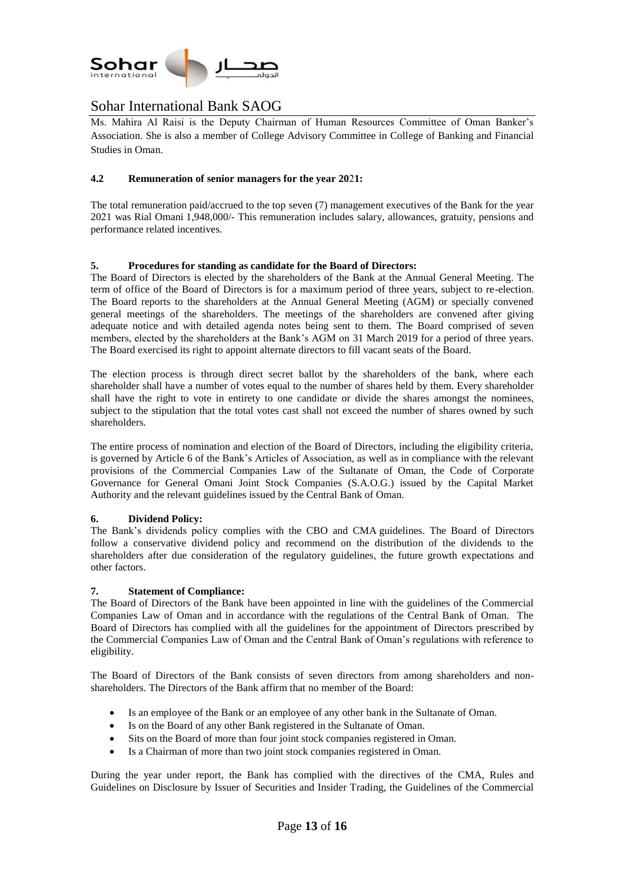Ms. Mahira Al Raisi is the Deputy Chairman of Human Resources Committee of Oman Banker's Association. She is also a member of College Advisory Committee in College of Banking and Financial Studies in Oman.

### 4.2 Remuneration of senior managers for the year 2021:

The total remuneration paid/accrued to the top seven (7) management executives of the Bank for the year 2021 was Rial Omani 1,948,000/- This remuneration includes salary, allowances, gratuity, pensions and performance related incentives.

## 5. Procedures for standing as candidate for the Board of Directors:

The Board of Directors is elected by the shareholders of the Bank at the Annual General Meeting. The term of office of the Board of Directors is for a maximum period of three years, subject to re-election. The Board reports to the shareholders at the Annual General Meeting (AGM) or specially convened general meetings of the shareholders. The meetings of the shareholders are convened after giving adequate notice and with detailed agenda notes being sent to them. The Board comprised of seven members, elected by the shareholders at the Bank's AGM on 31 March 2019 for a period of three years. The Board exercised its right to appoint alternate directors to fill vacant seats of the Board.

The election process is through direct secret ballot by the shareholders of the bank, where each shareholder shall have a number of votes equal to the number of shares held by them. Every shareholder shall have the right to vote in entirety to one candidate or divide the shares amongst the nominees, subject to the stipulation that the total votes cast shall not exceed the number of shares owned by such shareholders.

The entire process of nomination and election of the Board of Directors, including the eligibility criteria, is governed by Article 6 of the Bank's Articles of Association, as well as in compliance with the relevant provisions of the Commercial Companies Law of the Sultanate of Oman, the Code of Corporate Governance for General Omani Joint Stock Companies (S.A.O.G.) issued by the Capital Market Authority and the relevant guidelines issued by the Central Bank of Oman.

## 6. Dividend Policy:

The Bank's dividends policy complies with the CBO and CMA guidelines. The Board of Directors follow a conservative dividend policy and recommend on the distribution of the dividends to the shareholders after due consideration of the regulatory guidelines, the future growth expectations and other factors.

## 7. Statement of Compliance:

The Board of Directors of the Bank have been appointed in line with the guidelines of the Commercial Companies Law of Oman and in accordance with the regulations of the Central Bank of Oman. The Board of Directors has complied with all the guidelines for the appointment of Directors prescribed by the Commercial Companies Law of Oman and the Central Bank of Oman's regulations with reference to eligibility.

The Board of Directors of the Bank consists of seven directors from among shareholders and non-shareholders. The Directors of the Bank affirm that no member of the Board:

- Is an employee of the Bank or an employee of any other bank in the Sultanate of Oman.
- Is on the Board of any other Bank registered in the Sultanate of Oman.
- Sits on the Board of more than four joint stock companies registered in Oman.
- Is a Chairman of more than two joint stock companies registered in Oman.

During the year under report, the Bank has complied with the directives of the CMA, Rules and Guidelines on Disclosure by Issuer of Securities and Insider Trading, the Guidelines of the Commercial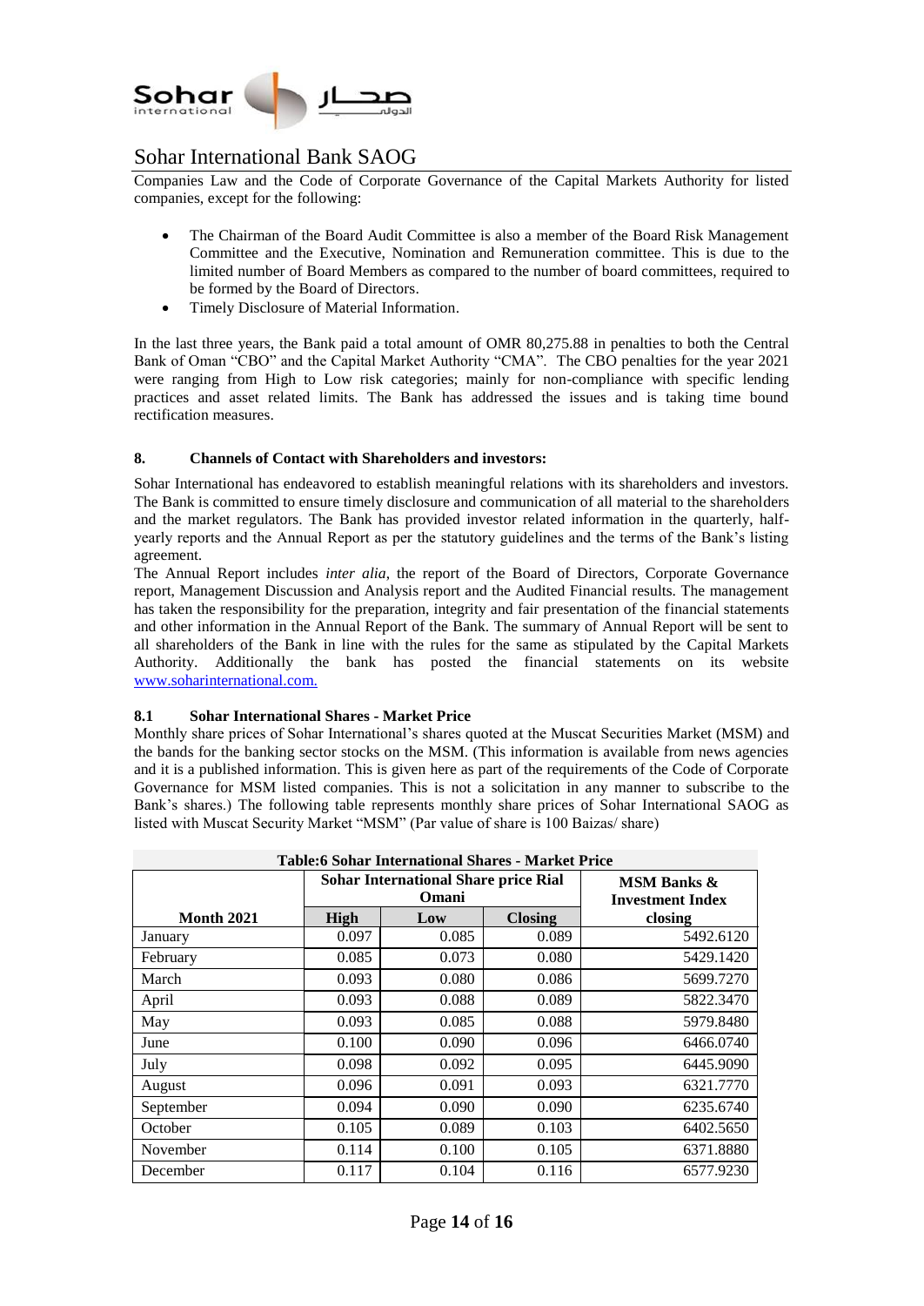Companies Law and the Code of Corporate Governance of the Capital Markets Authority for listed companies, except for the following:

- The Chairman of the Board Audit Committee is also a member of the Board Risk Management Committee and the Executive, Nomination and Remuneration committee. This is due to the limited number of Board Members as compared to the number of board committees, required to be formed by the Board of Directors.
- Timely Disclosure of Material Information.

In the last three years, the Bank paid a total amount of OMR 80,275.88 in penalties to both the Central Bank of Oman "CBO" and the Capital Market Authority "CMA". The CBO penalties for the year 2021 were ranging from High to Low risk categories; mainly for non-compliance with specific lending practices and asset related limits. The Bank has addressed the issues and is taking time bound rectification measures.

## 8. Channels of Contact with Shareholders and investors:

Sohar International has endeavored to establish meaningful relations with its shareholders and investors. The Bank is committed to ensure timely disclosure and communication of all material to the shareholders and the market regulators. The Bank has provided investor related information in the quarterly, half-yearly reports and the Annual Report as per the statutory guidelines and the terms of the Bank's listing agreement.

The Annual Report includes *inter alia,* the report of the Board of Directors, Corporate Governance report, Management Discussion and Analysis report and the Audited Financial results. The management has taken the responsibility for the preparation, integrity and fair presentation of the financial statements and other information in the Annual Report of the Bank. The summary of Annual Report will be sent to all shareholders of the Bank in line with the rules for the same as stipulated by the Capital Markets Authority. Additionally the bank has posted the financial statements on its website www.soharinternational.com.

### 8.1 Sohar International Shares - Market Price

Monthly share prices of Sohar International's shares quoted at the Muscat Securities Market (MSM) and the bands for the banking sector stocks on the MSM. (This information is available from news agencies and it is a published information. This is given here as part of the requirements of the Code of Corporate Governance for MSM listed companies. This is not a solicitation in any manner to subscribe to the Bank's shares.) The following table represents monthly share prices of Sohar International SAOG as listed with Muscat Security Market "MSM" (Par value of share is 100 Baizas/ share)

**Table:6 Sohar International Shares - Market Price**

| | Sohar International Share price Rial Omani | | | MSM Banks & Investment Index |
|---|---|---|---|---|
| **Month 2021** | **High** | **Low** | **Closing** | **closing** |
| January | 0.097 | 0.085 | 0.089 | 5492.6120 |
| February | 0.085 | 0.073 | 0.080 | 5429.1420 |
| March | 0.093 | 0.080 | 0.086 | 5699.7270 |
| April | 0.093 | 0.088 | 0.089 | 5822.3470 |
| May | 0.093 | 0.085 | 0.088 | 5979.8480 |
| June | 0.100 | 0.090 | 0.096 | 6466.0740 |
| July | 0.098 | 0.092 | 0.095 | 6445.9090 |
| August | 0.096 | 0.091 | 0.093 | 6321.7770 |
| September | 0.094 | 0.090 | 0.090 | 6235.6740 |
| October | 0.105 | 0.089 | 0.103 | 6402.5650 |
| November | 0.114 | 0.100 | 0.105 | 6371.8880 |
| December | 0.117 | 0.104 | 0.116 | 6577.9230 |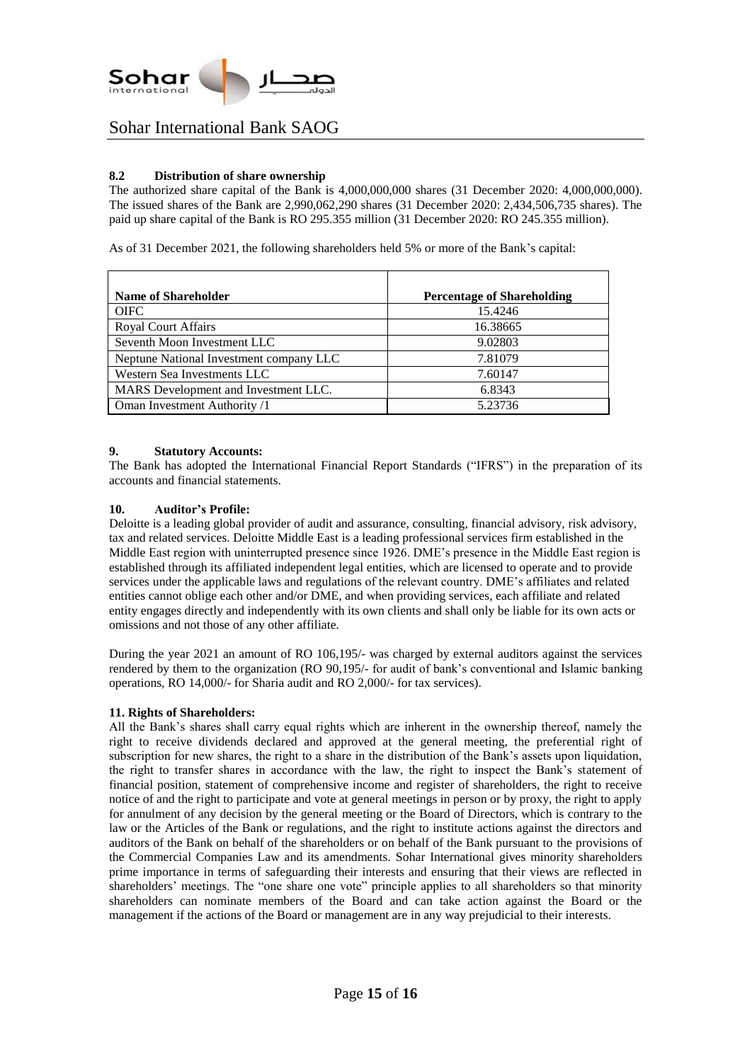### 8.2 Distribution of share ownership

The authorized share capital of the Bank is 4,000,000,000 shares (31 December 2020: 4,000,000,000). The issued shares of the Bank are 2,990,062,290 shares (31 December 2020: 2,434,506,735 shares). The paid up share capital of the Bank is RO 295.355 million (31 December 2020: RO 245.355 million).

As of 31 December 2021, the following shareholders held 5% or more of the Bank's capital:

| Name of Shareholder | Percentage of Shareholding |
|---|---|
| OIFC | 15.4246 |
| Royal Court Affairs | 16.38665 |
| Seventh Moon Investment LLC | 9.02803 |
| Neptune National Investment company LLC | 7.81079 |
| Western Sea Investments LLC | 7.60147 |
| MARS Development and Investment LLC. | 6.8343 |
| Oman Investment Authority /1 | 5.23736 |

### 9. Statutory Accounts:

The Bank has adopted the International Financial Report Standards ("IFRS") in the preparation of its accounts and financial statements.

### 10. Auditor's Profile:

Deloitte is a leading global provider of audit and assurance, consulting, financial advisory, risk advisory, tax and related services. Deloitte Middle East is a leading professional services firm established in the Middle East region with uninterrupted presence since 1926. DME's presence in the Middle East region is established through its affiliated independent legal entities, which are licensed to operate and to provide services under the applicable laws and regulations of the relevant country. DME's affiliates and related entities cannot oblige each other and/or DME, and when providing services, each affiliate and related entity engages directly and independently with its own clients and shall only be liable for its own acts or omissions and not those of any other affiliate.

During the year 2021 an amount of RO 106,195/- was charged by external auditors against the services rendered by them to the organization (RO 90,195/- for audit of bank's conventional and Islamic banking operations, RO 14,000/- for Sharia audit and RO 2,000/- for tax services).

### 11. Rights of Shareholders:

All the Bank's shares shall carry equal rights which are inherent in the ownership thereof, namely the right to receive dividends declared and approved at the general meeting, the preferential right of subscription for new shares, the right to a share in the distribution of the Bank's assets upon liquidation, the right to transfer shares in accordance with the law, the right to inspect the Bank's statement of financial position, statement of comprehensive income and register of shareholders, the right to receive notice of and the right to participate and vote at general meetings in person or by proxy, the right to apply for annulment of any decision by the general meeting or the Board of Directors, which is contrary to the law or the Articles of the Bank or regulations, and the right to institute actions against the directors and auditors of the Bank on behalf of the shareholders or on behalf of the Bank pursuant to the provisions of the Commercial Companies Law and its amendments. Sohar International gives minority shareholders prime importance in terms of safeguarding their interests and ensuring that their views are reflected in shareholders' meetings. The "one share one vote" principle applies to all shareholders so that minority shareholders can nominate members of the Board and can take action against the Board or the management if the actions of the Board or management are in any way prejudicial to their interests.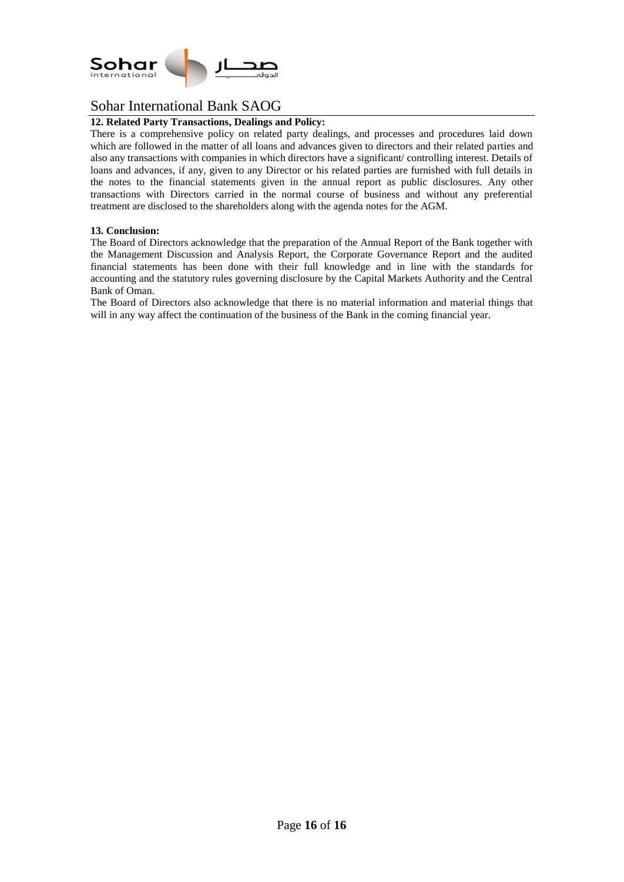### 12. Related Party Transactions, Dealings and Policy:

There is a comprehensive policy on related party dealings, and processes and procedures laid down which are followed in the matter of all loans and advances given to directors and their related parties and also any transactions with companies in which directors have a significant/ controlling interest. Details of loans and advances, if any, given to any Director or his related parties are furnished with full details in the notes to the financial statements given in the annual report as public disclosures. Any other transactions with Directors carried in the normal course of business and without any preferential treatment are disclosed to the shareholders along with the agenda notes for the AGM.

### 13. Conclusion:

The Board of Directors acknowledge that the preparation of the Annual Report of the Bank together with the Management Discussion and Analysis Report, the Corporate Governance Report and the audited financial statements has been done with their full knowledge and in line with the standards for accounting and the statutory rules governing disclosure by the Capital Markets Authority and the Central Bank of Oman.

The Board of Directors also acknowledge that there is no material information and material things that will in any way affect the continuation of the business of the Bank in the coming financial year.